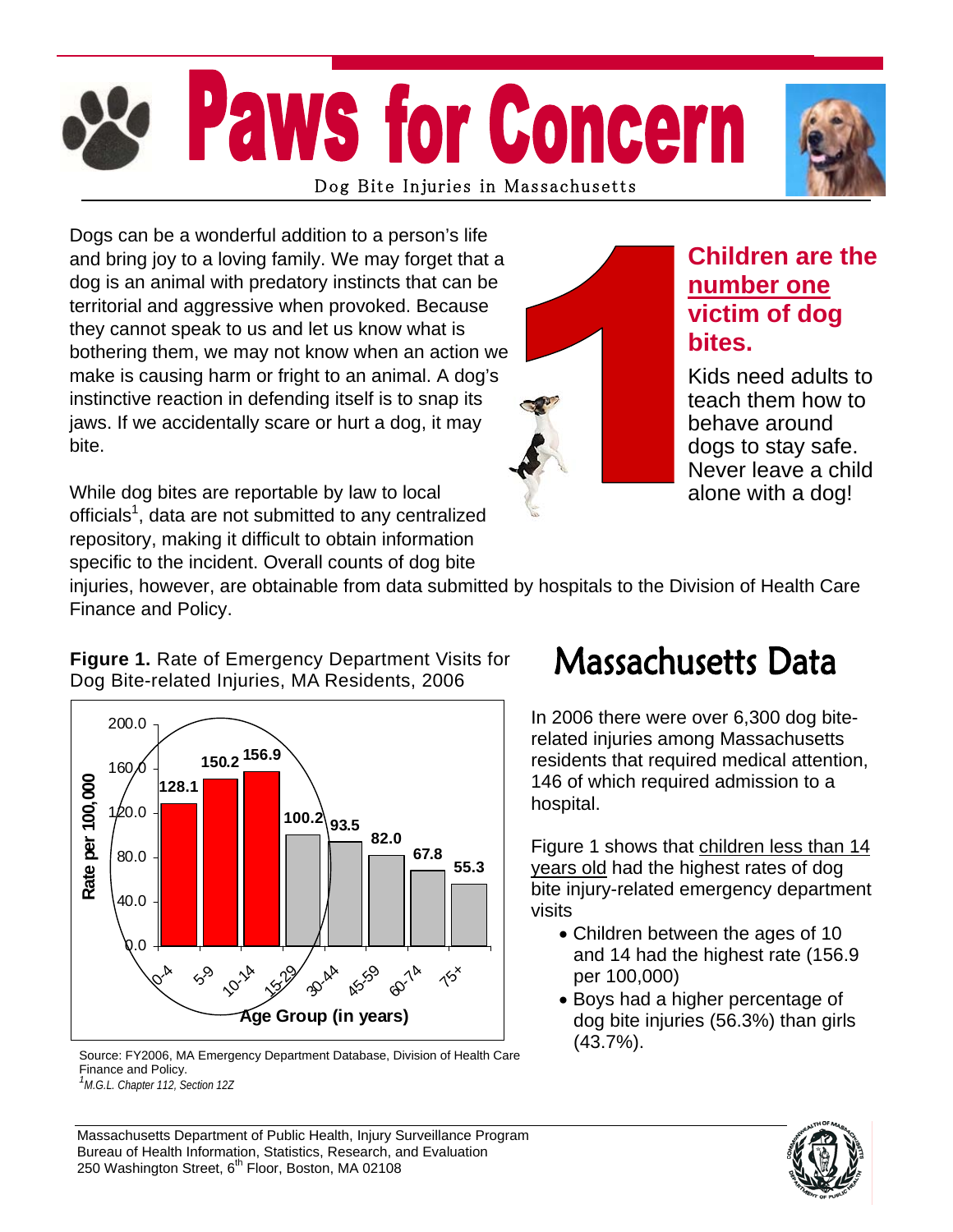# Paws for Concern

Dog Bite Injuries in Massachusetts

Dogs can be a wonderful addition to a person's life and bring joy to a loving family. We may forget that a dog is an animal with predatory instincts that can be territorial and aggressive when provoked. Because they cannot speak to us and let us know what is bothering them, we may not know when an action we make is causing harm or fright to an animal. A dog's instinctive reaction in defending itself is to snap its jaws. If we accidentally scare or hurt a dog, it may bite.

While dog bites are reportable by law to local officials[1], data are not submitted to any centralized repository, making it difficult to obtain information specific to the incident. Overall counts of dog bite injuries, however, are obtainable from data submitted by hospitals to the Division of Health Care Finance and Policy.

### Children are the <u>number one</u> victim of dog bites.

Kids need adults to teach them how to behave around dogs to stay safe. Never leave a child alone with a dog!

**Figure 1.** Rate of Emergency Department Visits for Dog Bite-related Injuries, MA Residents, 2006

| Age Group (in years) | Rate per 100,000 |
|---|---|
| 0-4 | 128.1 |
| 5-9 | 150.2 |
| 10-14 | 156.9 |
| 15-29 | 100.2 |
| 30-44 | 93.5 |
| 45-59 | 82.0 |
| 60-74 | 67.8 |
| 75+ | 55.3 |

Source: FY2006, MA Emergency Department Database, Division of Health Care Finance and Policy.

[1]*M.G.L. Chapter 112, Section 12Z*

## Massachusetts Data

In 2006 there were over 6,300 dog bite-related injuries among Massachusetts residents that required medical attention, 146 of which required admission to a hospital.

Figure 1 shows that <u>children less than 14 years old</u> had the highest rates of dog bite injury-related emergency department visits

- Children between the ages of 10 and 14 had the highest rate (156.9 per 100,000)
- Boys had a higher percentage of dog bite injuries (56.3%) than girls (43.7%).

Massachusetts Department of Public Health, Injury Surveillance Program
Bureau of Health Information, Statistics, Research, and Evaluation
250 Washington Street, 6th Floor, Boston, MA 02108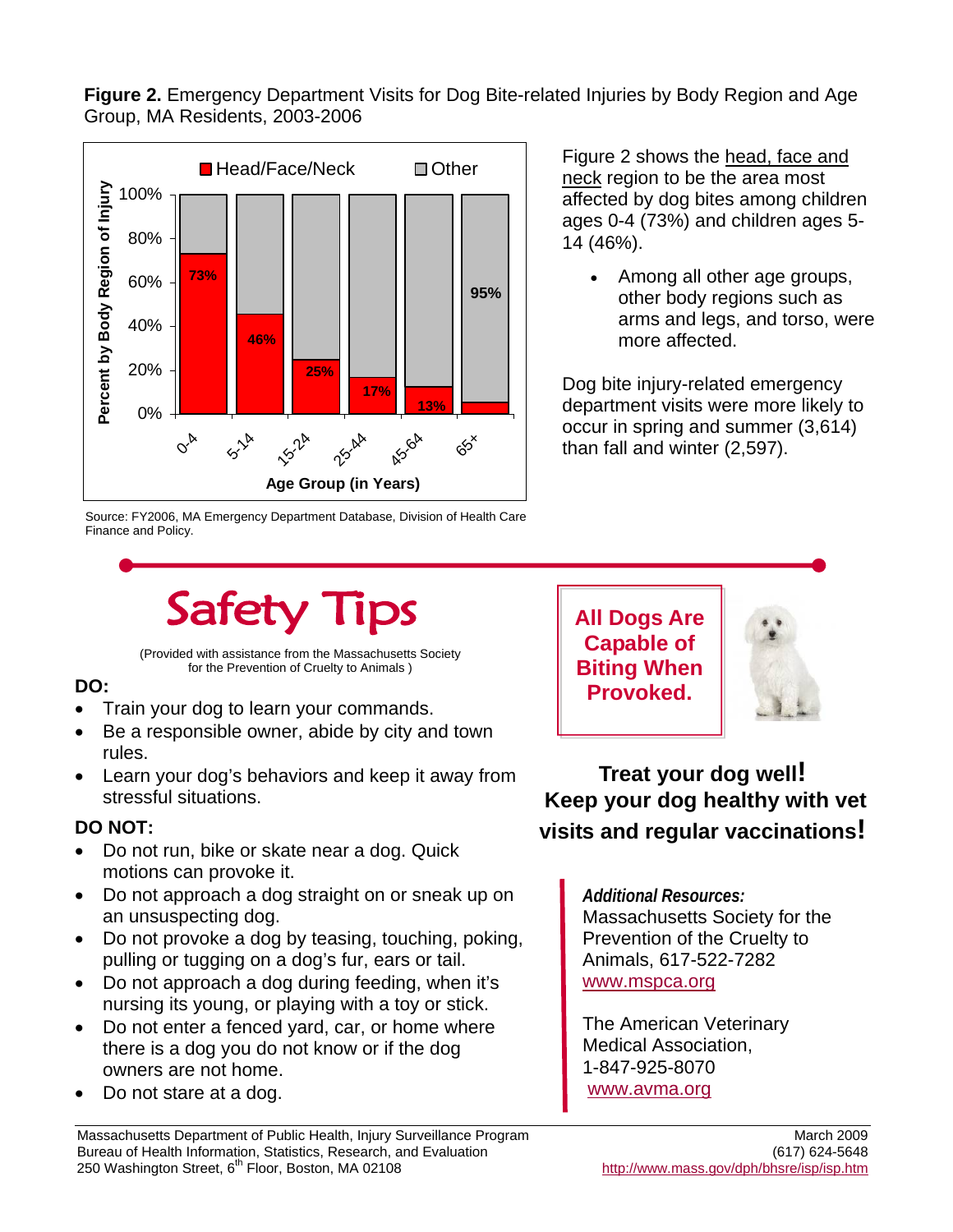**Figure 2.** Emergency Department Visits for Dog Bite-related Injuries by Body Region and Age Group, MA Residents, 2003-2006

Head/Face/Neck
Other

Percent by Body Region of Injury

100%
80%
60%
40%
20%
0%

73%
46%
25%
17%
13%
95%

0-4
5-14
15-24
25-44
45-64
65+

Age Group (in Years)

Source: FY2006, MA Emergency Department Database, Division of Health Care Finance and Policy.

Figure 2 shows the head, face and neck region to be the area most affected by dog bites among children ages 0-4 (73%) and children ages 5-14 (46%).

- Among all other age groups, other body regions such as arms and legs, and torso, were more affected.

Dog bite injury-related emergency department visits were more likely to occur in spring and summer (3,614) than fall and winter (2,597).

# Safety Tips

(Provided with assistance from the Massachusetts Society for the Prevention of Cruelty to Animals )

**DO:**

- Train your dog to learn your commands.
- Be a responsible owner, abide by city and town rules.
- Learn your dog's behaviors and keep it away from stressful situations.

**DO NOT:**

- Do not run, bike or skate near a dog. Quick motions can provoke it.
- Do not approach a dog straight on or sneak up on an unsuspecting dog.
- Do not provoke a dog by teasing, touching, poking, pulling or tugging on a dog's fur, ears or tail.
- Do not approach a dog during feeding, when it's nursing its young, or playing with a toy or stick.
- Do not enter a fenced yard, car, or home where there is a dog you do not know or if the dog owners are not home.
- Do not stare at a dog.

**All Dogs Are Capable of Biting When Provoked.**

**Treat your dog well! Keep your dog healthy with vet visits and regular vaccinations!**

***Additional Resources:***

Massachusetts Society for the Prevention of the Cruelty to Animals, 617-522-7282
www.mspca.org

The American Veterinary Medical Association, 1-847-925-8070
www.avma.org

Massachusetts Department of Public Health, Injury Surveillance Program
Bureau of Health Information, Statistics, Research, and Evaluation
250 Washington Street, 6th Floor, Boston, MA 02108

March 2009
(617) 624-5648
http://www.mass.gov/dph/bhsre/isp/isp.htm